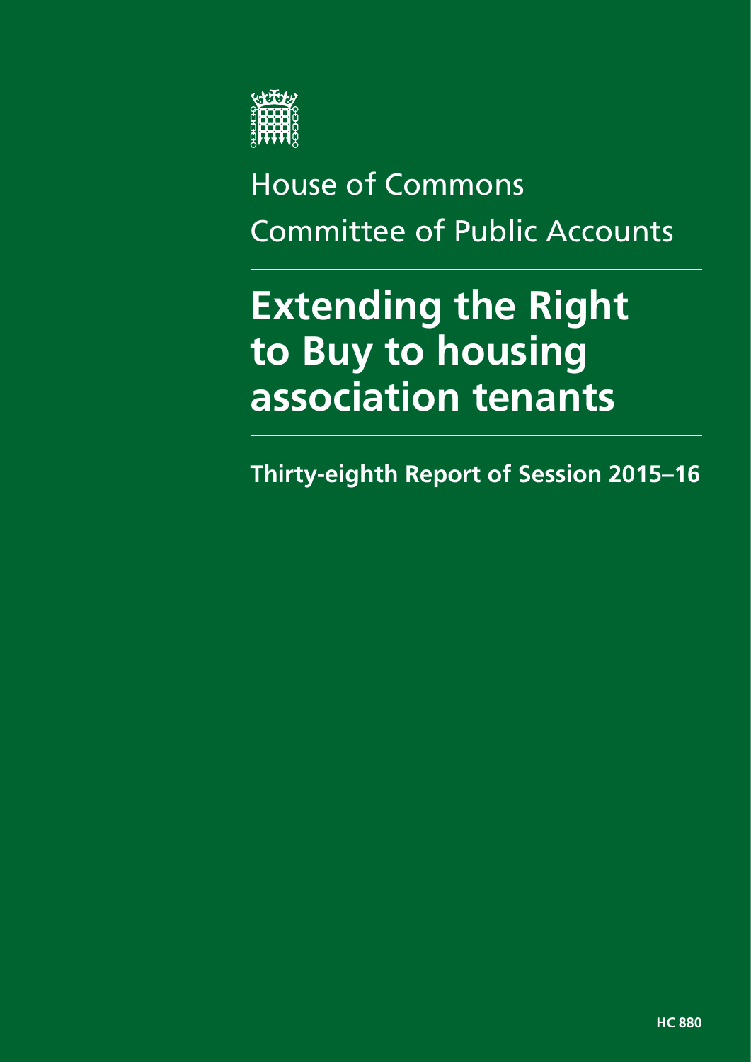House of Commons

Committee of Public Accounts

# Extending the Right to Buy to housing association tenants

**Thirty-eighth Report of Session 2015–16**

**HC 880**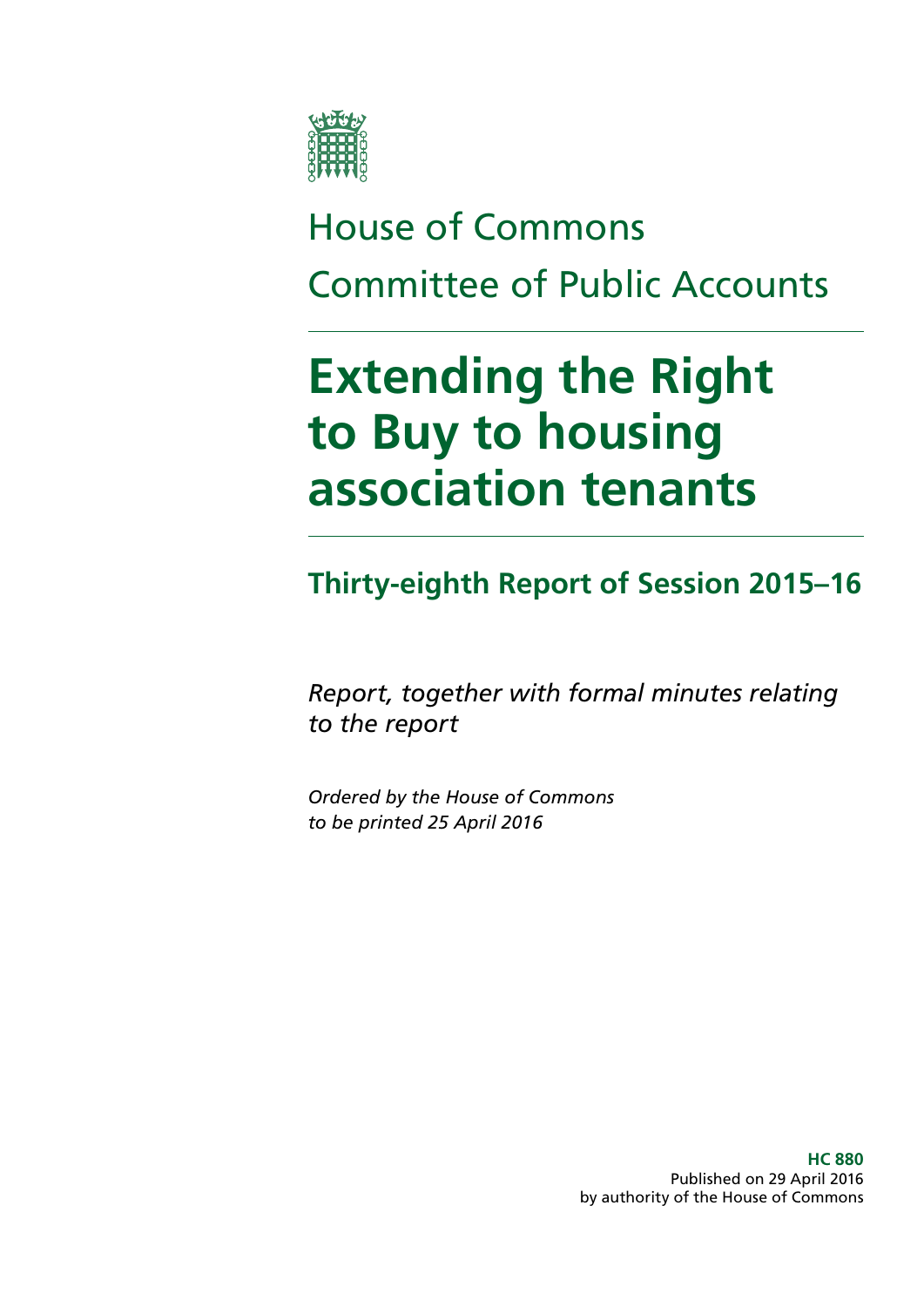House of Commons

Committee of Public Accounts

# Extending the Right to Buy to housing association tenants

## Thirty-eighth Report of Session 2015–16

*Report, together with formal minutes relating to the report*

*Ordered by the House of Commons to be printed 25 April 2016*

**HC 880**
Published on 29 April 2016
by authority of the House of Commons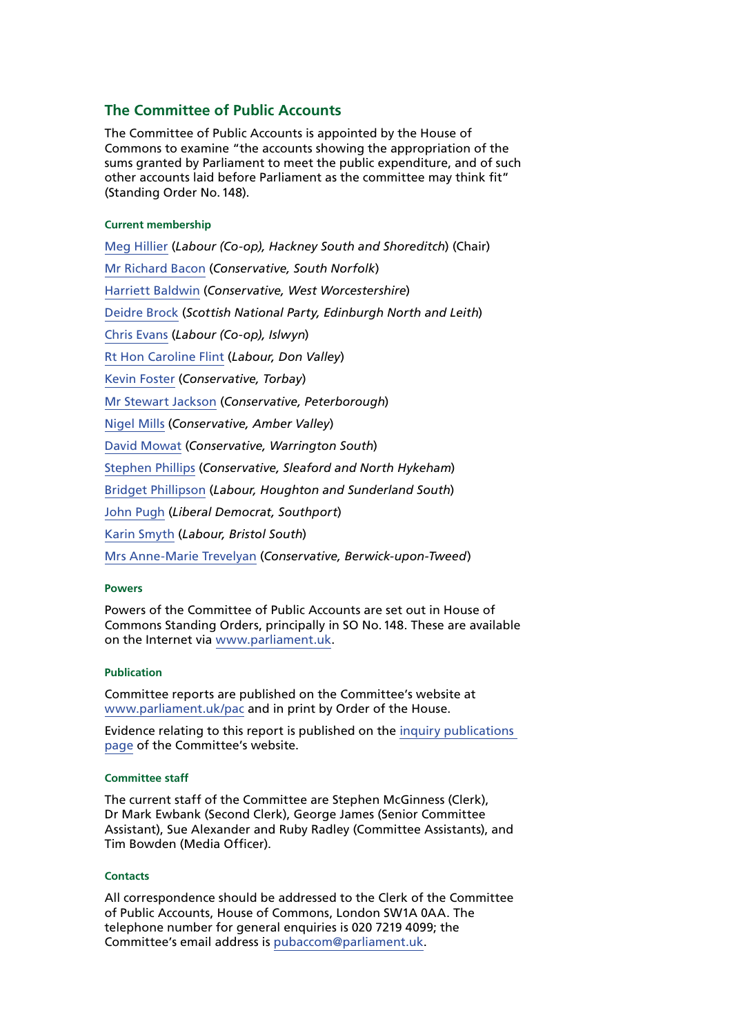## The Committee of Public Accounts

The Committee of Public Accounts is appointed by the House of Commons to examine "the accounts showing the appropriation of the sums granted by Parliament to meet the public expenditure, and of such other accounts laid before Parliament as the committee may think fit" (Standing Order No. 148).

#### Current membership

Meg Hillier (*Labour (Co-op), Hackney South and Shoreditch*) (Chair)

Mr Richard Bacon (*Conservative, South Norfolk*)

Harriett Baldwin (*Conservative, West Worcestershire*)

Deidre Brock (*Scottish National Party, Edinburgh North and Leith*)

Chris Evans (*Labour (Co-op), Islwyn*)

Rt Hon Caroline Flint (*Labour, Don Valley*)

Kevin Foster (*Conservative, Torbay*)

Mr Stewart Jackson (*Conservative, Peterborough*)

Nigel Mills (*Conservative, Amber Valley*)

David Mowat (*Conservative, Warrington South*)

Stephen Phillips (*Conservative, Sleaford and North Hykeham*)

Bridget Phillipson (*Labour, Houghton and Sunderland South*)

John Pugh (*Liberal Democrat, Southport*)

Karin Smyth (*Labour, Bristol South*)

Mrs Anne-Marie Trevelyan (*Conservative, Berwick-upon-Tweed*)

#### Powers

Powers of the Committee of Public Accounts are set out in House of Commons Standing Orders, principally in SO No. 148. These are available on the Internet via www.parliament.uk.

#### Publication

Committee reports are published on the Committee's website at www.parliament.uk/pac and in print by Order of the House.

Evidence relating to this report is published on the inquiry publications page of the Committee's website.

#### Committee staff

The current staff of the Committee are Stephen McGinness (Clerk), Dr Mark Ewbank (Second Clerk), George James (Senior Committee Assistant), Sue Alexander and Ruby Radley (Committee Assistants), and Tim Bowden (Media Officer).

#### Contacts

All correspondence should be addressed to the Clerk of the Committee of Public Accounts, House of Commons, London SW1A 0AA. The telephone number for general enquiries is 020 7219 4099; the Committee's email address is pubaccom@parliament.uk.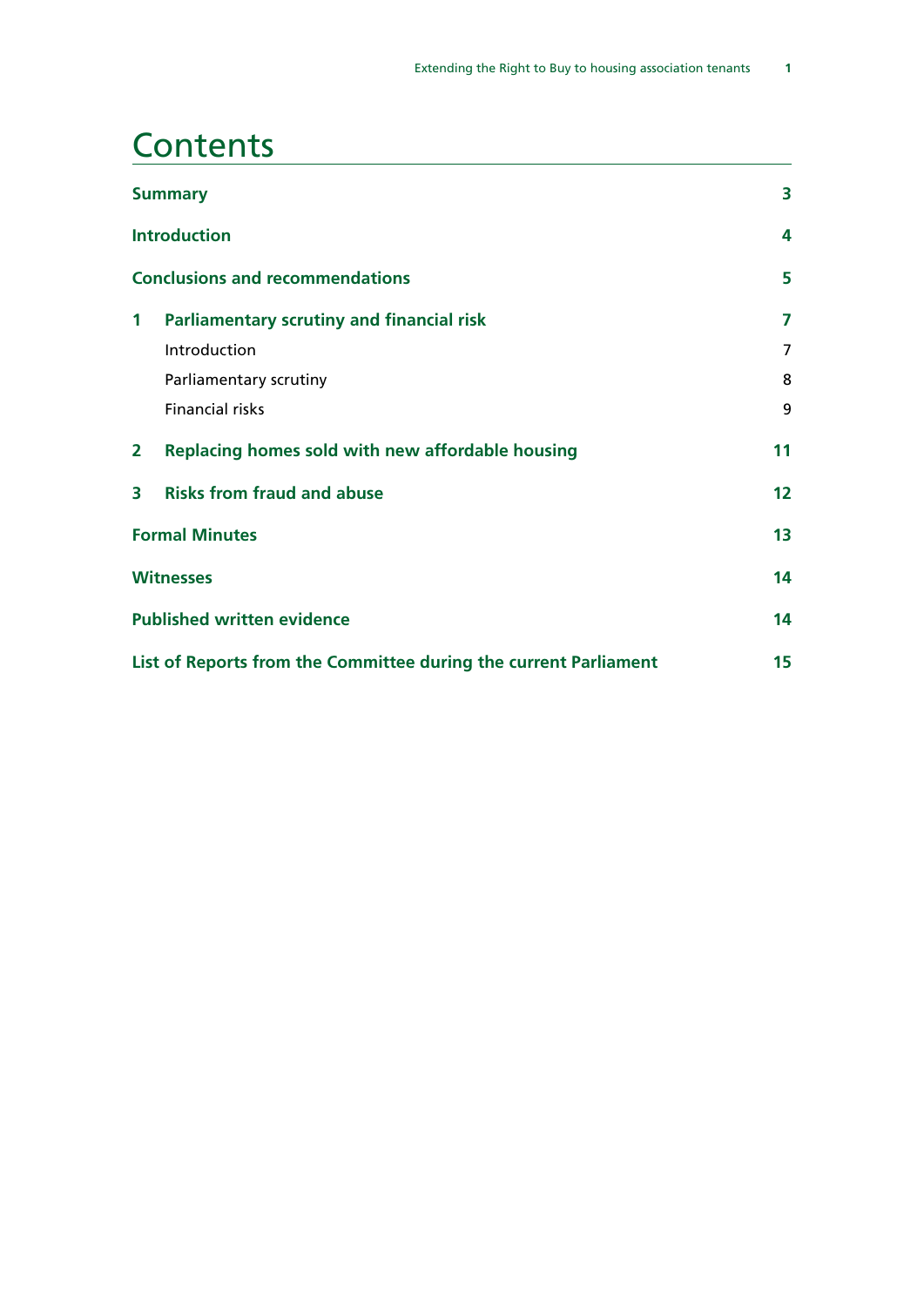# Contents

| | | |
|---|---|---|
| **Summary** | | **3** |
| **Introduction** | | **4** |
| **Conclusions and recommendations** | | **5** |
| **1** | **Parliamentary scrutiny and financial risk** | **7** |
| | Introduction | 7 |
| | Parliamentary scrutiny | 8 |
| | Financial risks | 9 |
| **2** | **Replacing homes sold with new affordable housing** | **11** |
| **3** | **Risks from fraud and abuse** | **12** |
| **Formal Minutes** | | **13** |
| **Witnesses** | | **14** |
| **Published written evidence** | | **14** |
| **List of Reports from the Committee during the current Parliament** | | **15** |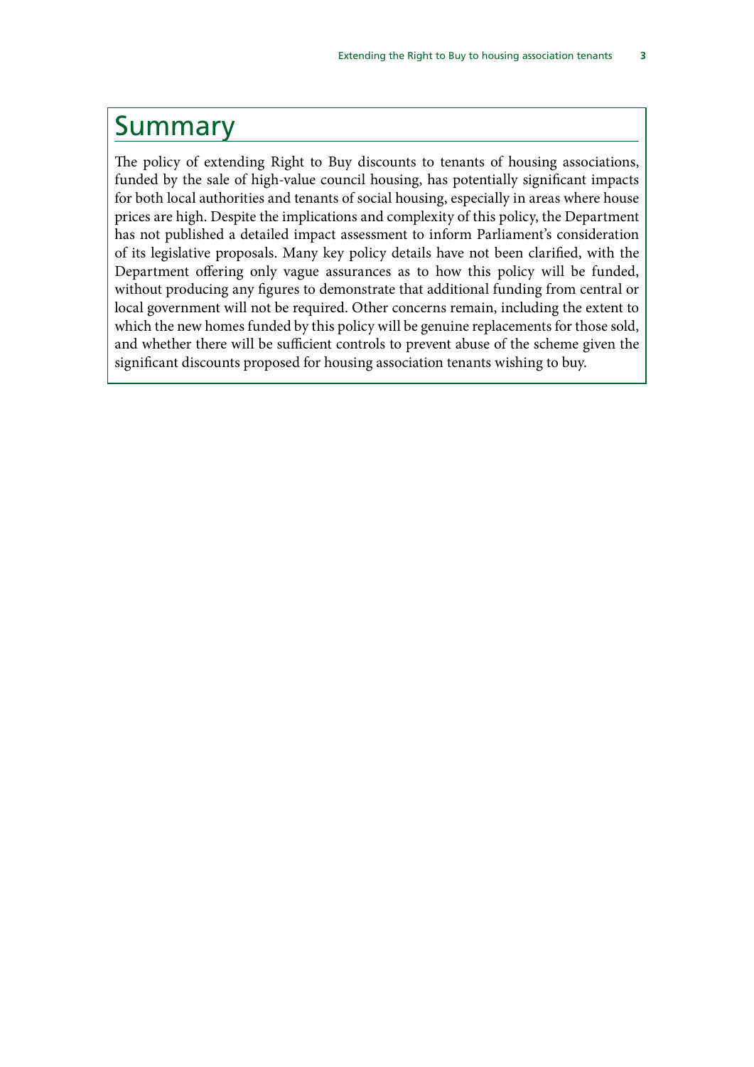# Summary

The policy of extending Right to Buy discounts to tenants of housing associations, funded by the sale of high-value council housing, has potentially significant impacts for both local authorities and tenants of social housing, especially in areas where house prices are high. Despite the implications and complexity of this policy, the Department has not published a detailed impact assessment to inform Parliament's consideration of its legislative proposals. Many key policy details have not been clarified, with the Department offering only vague assurances as to how this policy will be funded, without producing any figures to demonstrate that additional funding from central or local government will not be required. Other concerns remain, including the extent to which the new homes funded by this policy will be genuine replacements for those sold, and whether there will be sufficient controls to prevent abuse of the scheme given the significant discounts proposed for housing association tenants wishing to buy.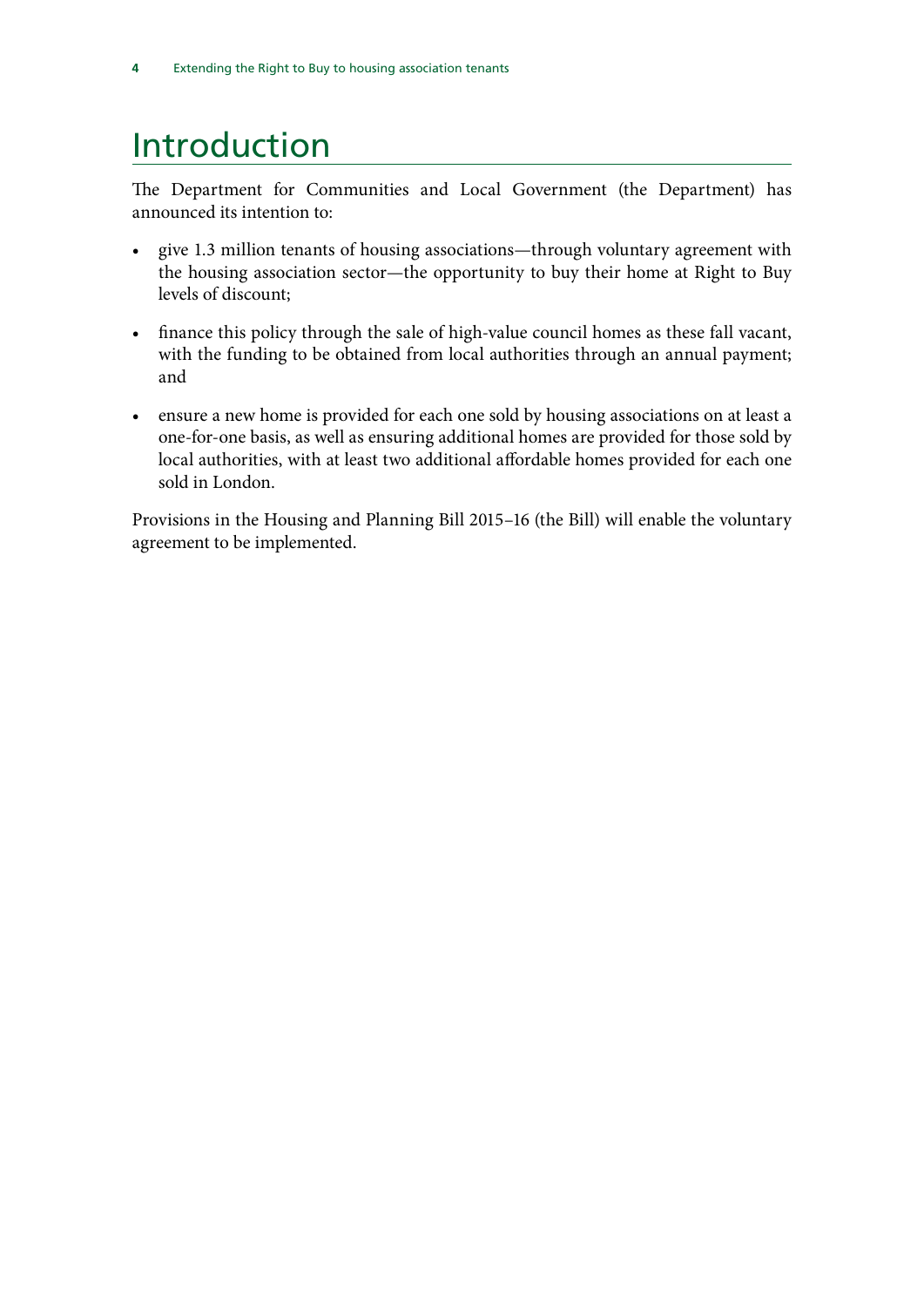# Introduction

The Department for Communities and Local Government (the Department) has announced its intention to:

- give 1.3 million tenants of housing associations—through voluntary agreement with the housing association sector—the opportunity to buy their home at Right to Buy levels of discount;
- finance this policy through the sale of high-value council homes as these fall vacant, with the funding to be obtained from local authorities through an annual payment; and
- ensure a new home is provided for each one sold by housing associations on at least a one-for-one basis, as well as ensuring additional homes are provided for those sold by local authorities, with at least two additional affordable homes provided for each one sold in London.

Provisions in the Housing and Planning Bill 2015–16 (the Bill) will enable the voluntary agreement to be implemented.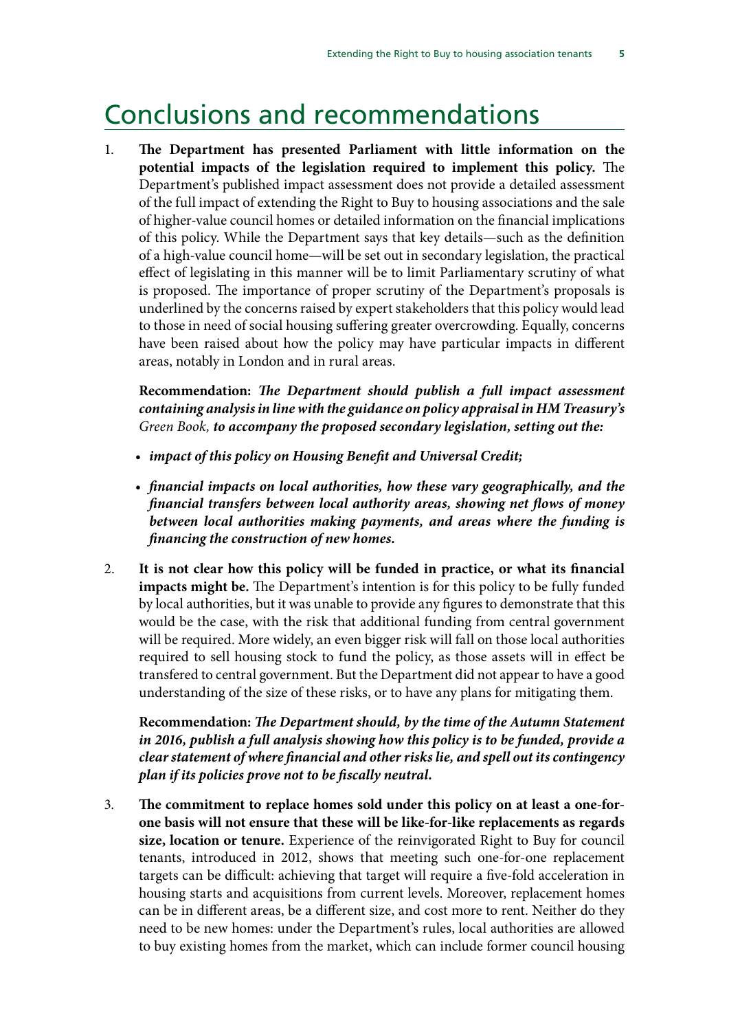# Conclusions and recommendations

1. **The Department has presented Parliament with little information on the potential impacts of the legislation required to implement this policy.** The Department's published impact assessment does not provide a detailed assessment of the full impact of extending the Right to Buy to housing associations and the sale of higher-value council homes or detailed information on the financial implications of this policy. While the Department says that key details—such as the definition of a high-value council home—will be set out in secondary legislation, the practical effect of legislating in this manner will be to limit Parliamentary scrutiny of what is proposed. The importance of proper scrutiny of the Department's proposals is underlined by the concerns raised by expert stakeholders that this policy would lead to those in need of social housing suffering greater overcrowding. Equally, concerns have been raised about how the policy may have particular impacts in different areas, notably in London and in rural areas.

   **Recommendation:** ***The Department should publish a full impact assessment containing analysis in line with the guidance on policy appraisal in HM Treasury's*** *Green Book,* ***to accompany the proposed secondary legislation, setting out the:***

   - ***impact of this policy on Housing Benefit and Universal Credit;***
   - ***financial impacts on local authorities, how these vary geographically, and the financial transfers between local authority areas, showing net flows of money between local authorities making payments, and areas where the funding is financing the construction of new homes.***

2. **It is not clear how this policy will be funded in practice, or what its financial impacts might be.** The Department's intention is for this policy to be fully funded by local authorities, but it was unable to provide any figures to demonstrate that this would be the case, with the risk that additional funding from central government will be required. More widely, an even bigger risk will fall on those local authorities required to sell housing stock to fund the policy, as those assets will in effect be transfered to central government. But the Department did not appear to have a good understanding of the size of these risks, or to have any plans for mitigating them.

   **Recommendation:** ***The Department should, by the time of the Autumn Statement in 2016, publish a full analysis showing how this policy is to be funded, provide a clear statement of where financial and other risks lie, and spell out its contingency plan if its policies prove not to be fiscally neutral.***

3. **The commitment to replace homes sold under this policy on at least a one-for-one basis will not ensure that these will be like-for-like replacements as regards size, location or tenure.** Experience of the reinvigorated Right to Buy for council tenants, introduced in 2012, shows that meeting such one-for-one replacement targets can be difficult: achieving that target will require a five-fold acceleration in housing starts and acquisitions from current levels. Moreover, replacement homes can be in different areas, be a different size, and cost more to rent. Neither do they need to be new homes: under the Department's rules, local authorities are allowed to buy existing homes from the market, which can include former council housing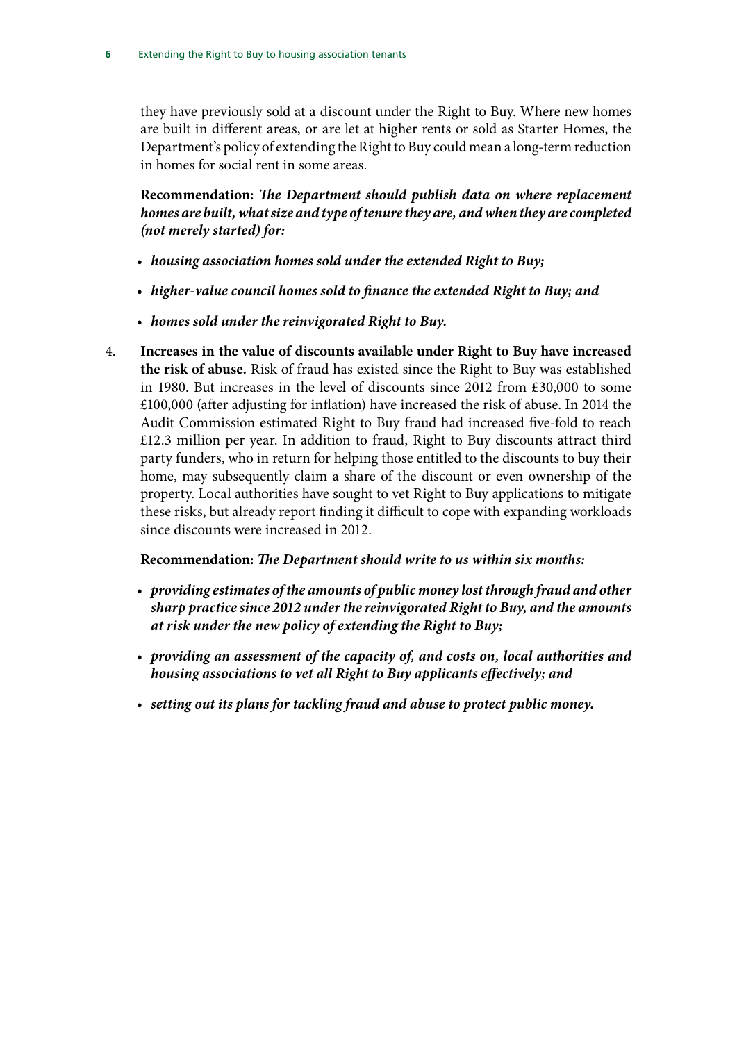they have previously sold at a discount under the Right to Buy. Where new homes are built in different areas, or are let at higher rents or sold as Starter Homes, the Department's policy of extending the Right to Buy could mean a long-term reduction in homes for social rent in some areas.

**Recommendation:** ***The Department should publish data on where replacement homes are built, what size and type of tenure they are, and when they are completed (not merely started) for:***

- ***housing association homes sold under the extended Right to Buy;***
- ***higher-value council homes sold to finance the extended Right to Buy; and***
- ***homes sold under the reinvigorated Right to Buy.***

4. **Increases in the value of discounts available under Right to Buy have increased the risk of abuse.** Risk of fraud has existed since the Right to Buy was established in 1980. But increases in the level of discounts since 2012 from £30,000 to some £100,000 (after adjusting for inflation) have increased the risk of abuse. In 2014 the Audit Commission estimated Right to Buy fraud had increased five-fold to reach £12.3 million per year. In addition to fraud, Right to Buy discounts attract third party funders, who in return for helping those entitled to the discounts to buy their home, may subsequently claim a share of the discount or even ownership of the property. Local authorities have sought to vet Right to Buy applications to mitigate these risks, but already report finding it difficult to cope with expanding workloads since discounts were increased in 2012.

**Recommendation:** ***The Department should write to us within six months:***

- ***providing estimates of the amounts of public money lost through fraud and other sharp practice since 2012 under the reinvigorated Right to Buy, and the amounts at risk under the new policy of extending the Right to Buy;***
- ***providing an assessment of the capacity of, and costs on, local authorities and housing associations to vet all Right to Buy applicants effectively; and***
- ***setting out its plans for tackling fraud and abuse to protect public money.***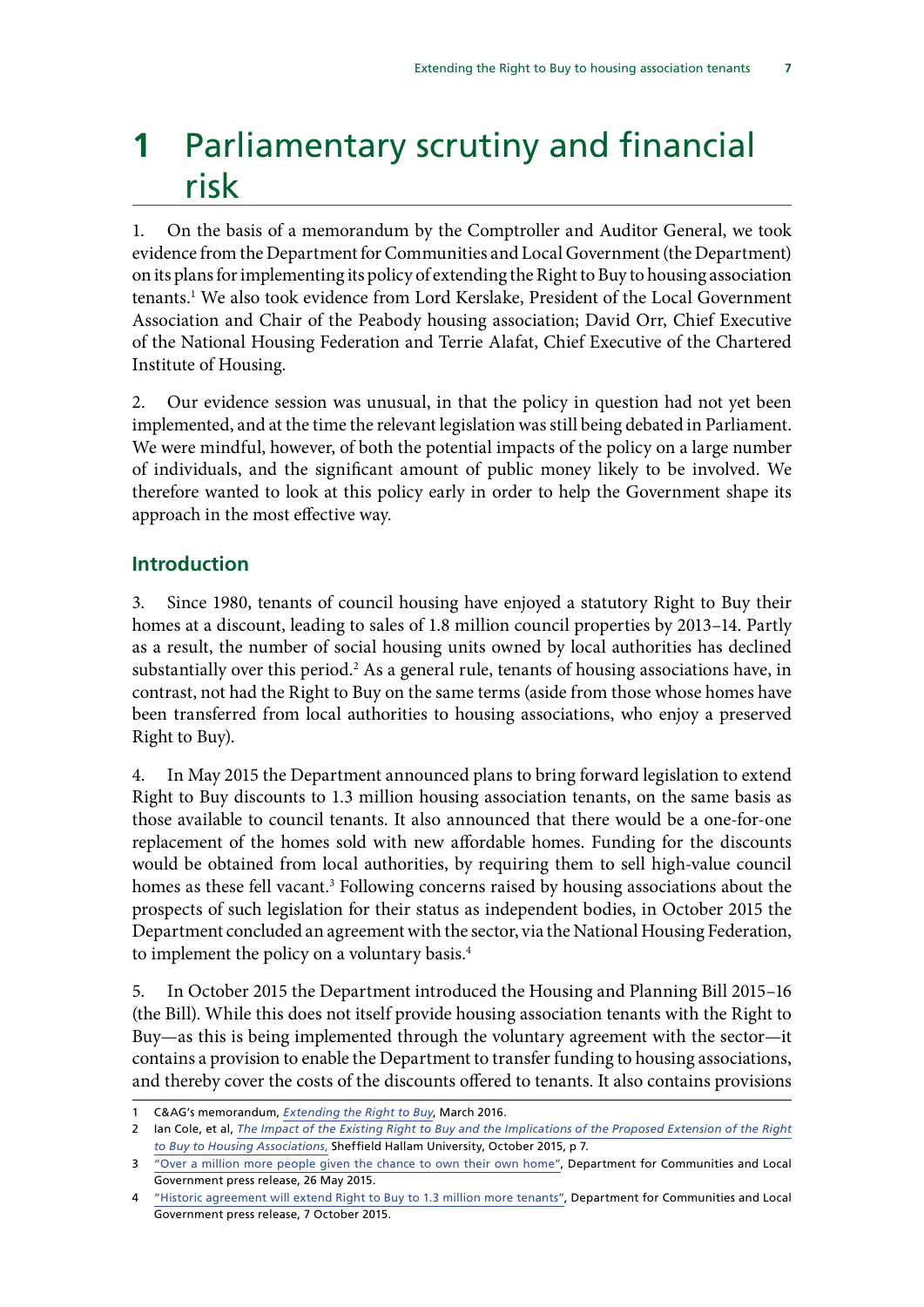# 1 Parliamentary scrutiny and financial risk

1. On the basis of a memorandum by the Comptroller and Auditor General, we took evidence from the Department for Communities and Local Government (the Department) on its plans for implementing its policy of extending the Right to Buy to housing association tenants.[1] We also took evidence from Lord Kerslake, President of the Local Government Association and Chair of the Peabody housing association; David Orr, Chief Executive of the National Housing Federation and Terrie Alafat, Chief Executive of the Chartered Institute of Housing.

2. Our evidence session was unusual, in that the policy in question had not yet been implemented, and at the time the relevant legislation was still being debated in Parliament. We were mindful, however, of both the potential impacts of the policy on a large number of individuals, and the significant amount of public money likely to be involved. We therefore wanted to look at this policy early in order to help the Government shape its approach in the most effective way.

## Introduction

3. Since 1980, tenants of council housing have enjoyed a statutory Right to Buy their homes at a discount, leading to sales of 1.8 million council properties by 2013–14. Partly as a result, the number of social housing units owned by local authorities has declined substantially over this period.[2] As a general rule, tenants of housing associations have, in contrast, not had the Right to Buy on the same terms (aside from those whose homes have been transferred from local authorities to housing associations, who enjoy a preserved Right to Buy).

4. In May 2015 the Department announced plans to bring forward legislation to extend Right to Buy discounts to 1.3 million housing association tenants, on the same basis as those available to council tenants. It also announced that there would be a one-for-one replacement of the homes sold with new affordable homes. Funding for the discounts would be obtained from local authorities, by requiring them to sell high-value council homes as these fell vacant.[3] Following concerns raised by housing associations about the prospects of such legislation for their status as independent bodies, in October 2015 the Department concluded an agreement with the sector, via the National Housing Federation, to implement the policy on a voluntary basis.[4]

5. In October 2015 the Department introduced the Housing and Planning Bill 2015–16 (the Bill). While this does not itself provide housing association tenants with the Right to Buy—as this is being implemented through the voluntary agreement with the sector—it contains a provision to enable the Department to transfer funding to housing associations, and thereby cover the costs of the discounts offered to tenants. It also contains provisions

---

1 C&AG's memorandum, *Extending the Right to Buy*, March 2016.

2 Ian Cole, et al, *The Impact of the Existing Right to Buy and the Implications of the Proposed Extension of the Right to Buy to Housing Associations*, Sheffield Hallam University, October 2015, p 7.

3 "Over a million more people given the chance to own their own home", Department for Communities and Local Government press release, 26 May 2015.

4 "Historic agreement will extend Right to Buy to 1.3 million more tenants", Department for Communities and Local Government press release, 7 October 2015.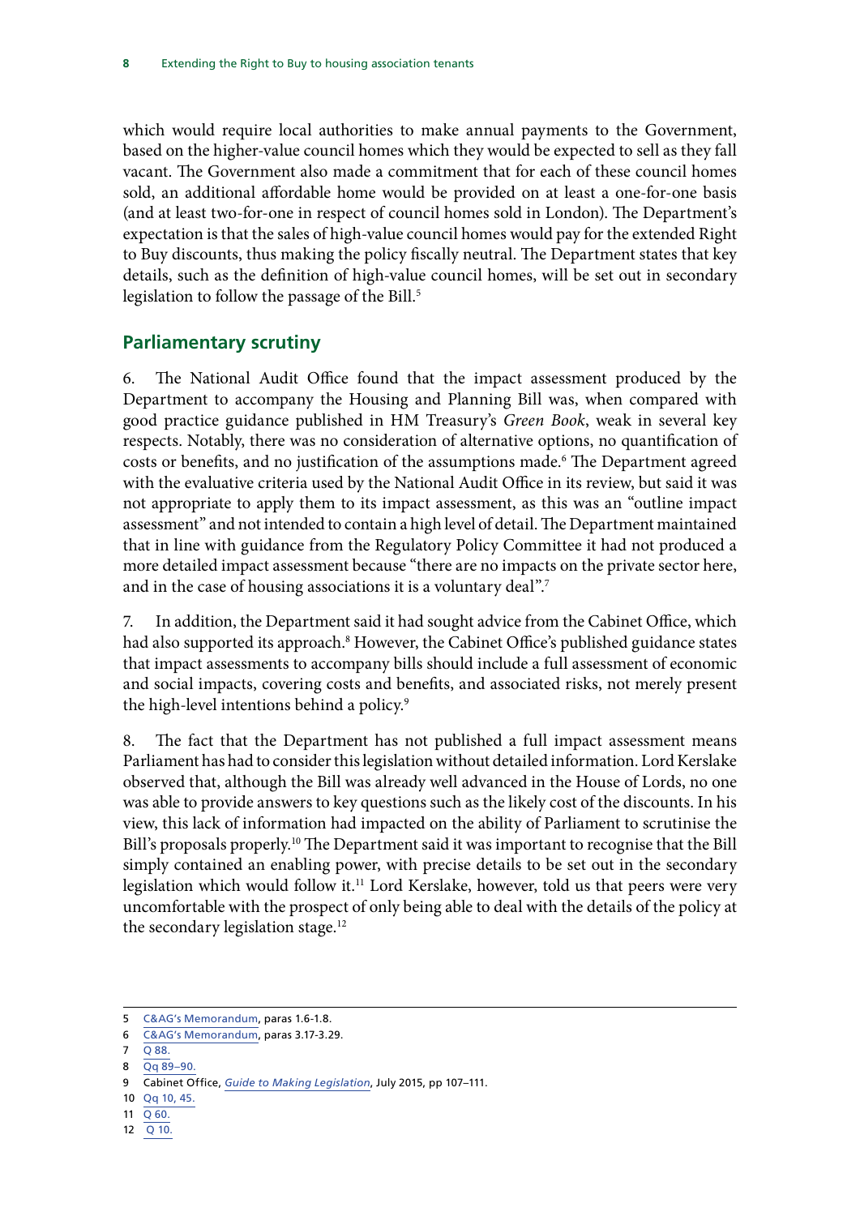which would require local authorities to make annual payments to the Government, based on the higher-value council homes which they would be expected to sell as they fall vacant. The Government also made a commitment that for each of these council homes sold, an additional affordable home would be provided on at least a one-for-one basis (and at least two-for-one in respect of council homes sold in London). The Department's expectation is that the sales of high-value council homes would pay for the extended Right to Buy discounts, thus making the policy fiscally neutral. The Department states that key details, such as the definition of high-value council homes, will be set out in secondary legislation to follow the passage of the Bill.[5]

## Parliamentary scrutiny

6. The National Audit Office found that the impact assessment produced by the Department to accompany the Housing and Planning Bill was, when compared with good practice guidance published in HM Treasury's *Green Book*, weak in several key respects. Notably, there was no consideration of alternative options, no quantification of costs or benefits, and no justification of the assumptions made.[6] The Department agreed with the evaluative criteria used by the National Audit Office in its review, but said it was not appropriate to apply them to its impact assessment, as this was an "outline impact assessment" and not intended to contain a high level of detail. The Department maintained that in line with guidance from the Regulatory Policy Committee it had not produced a more detailed impact assessment because "there are no impacts on the private sector here, and in the case of housing associations it is a voluntary deal".[7]

7. In addition, the Department said it had sought advice from the Cabinet Office, which had also supported its approach.[8] However, the Cabinet Office's published guidance states that impact assessments to accompany bills should include a full assessment of economic and social impacts, covering costs and benefits, and associated risks, not merely present the high-level intentions behind a policy.[9]

8. The fact that the Department has not published a full impact assessment means Parliament has had to consider this legislation without detailed information. Lord Kerslake observed that, although the Bill was already well advanced in the House of Lords, no one was able to provide answers to key questions such as the likely cost of the discounts. In his view, this lack of information had impacted on the ability of Parliament to scrutinise the Bill's proposals properly.[10] The Department said it was important to recognise that the Bill simply contained an enabling power, with precise details to be set out in the secondary legislation which would follow it.[11] Lord Kerslake, however, told us that peers were very uncomfortable with the prospect of only being able to deal with the details of the policy at the secondary legislation stage.[12]

5 C&AG's Memorandum, paras 1.6-1.8.
6 C&AG's Memorandum, paras 3.17-3.29.
7 Q 88.
8 Qq 89–90.
9 Cabinet Office, *Guide to Making Legislation*, July 2015, pp 107–111.
10 Qq 10, 45.
11 Q 60.
12 Q 10.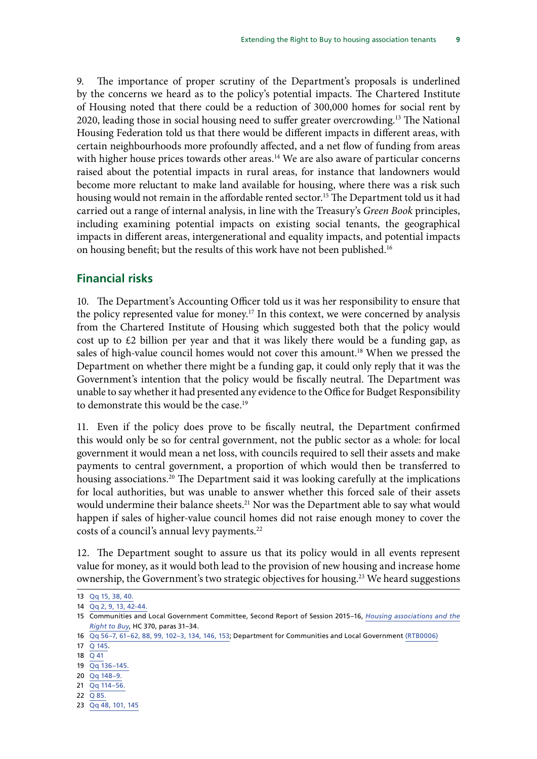9. The importance of proper scrutiny of the Department's proposals is underlined by the concerns we heard as to the policy's potential impacts. The Chartered Institute of Housing noted that there could be a reduction of 300,000 homes for social rent by 2020, leading those in social housing need to suffer greater overcrowding.[13] The National Housing Federation told us that there would be different impacts in different areas, with certain neighbourhoods more profoundly affected, and a net flow of funding from areas with higher house prices towards other areas.[14] We are also aware of particular concerns raised about the potential impacts in rural areas, for instance that landowners would become more reluctant to make land available for housing, where there was a risk such housing would not remain in the affordable rented sector.[15] The Department told us it had carried out a range of internal analysis, in line with the Treasury's *Green Book* principles, including examining potential impacts on existing social tenants, the geographical impacts in different areas, intergenerational and equality impacts, and potential impacts on housing benefit; but the results of this work have not been published.[16]

## Financial risks

10. The Department's Accounting Officer told us it was her responsibility to ensure that the policy represented value for money.[17] In this context, we were concerned by analysis from the Chartered Institute of Housing which suggested both that the policy would cost up to £2 billion per year and that it was likely there would be a funding gap, as sales of high-value council homes would not cover this amount.[18] When we pressed the Department on whether there might be a funding gap, it could only reply that it was the Government's intention that the policy would be fiscally neutral. The Department was unable to say whether it had presented any evidence to the Office for Budget Responsibility to demonstrate this would be the case.[19]

11. Even if the policy does prove to be fiscally neutral, the Department confirmed this would only be so for central government, not the public sector as a whole: for local government it would mean a net loss, with councils required to sell their assets and make payments to central government, a proportion of which would then be transferred to housing associations.[20] The Department said it was looking carefully at the implications for local authorities, but was unable to answer whether this forced sale of their assets would undermine their balance sheets.[21] Nor was the Department able to say what would happen if sales of higher-value council homes did not raise enough money to cover the costs of a council's annual levy payments.[22]

12. The Department sought to assure us that its policy would in all events represent value for money, as it would both lead to the provision of new housing and increase home ownership, the Government's two strategic objectives for housing.[23] We heard suggestions

---

13 Qq 15, 38, 40.

14 Qq 2, 9, 13, 42-44.

15 Communities and Local Government Committee, Second Report of Session 2015–16, *Housing associations and the Right to Buy*, HC 370, paras 31–34.

16 Qq 56–7, 61–62, 88, 99, 102–3, 134, 146, 153; Department for Communities and Local Government (RTB0006)

17 Q 145.

18 Q 41

19 Qq 136–145.

20 Qq 148–9.

21 Qq 114–56.

22 Q 85.

23 Qq 48, 101, 145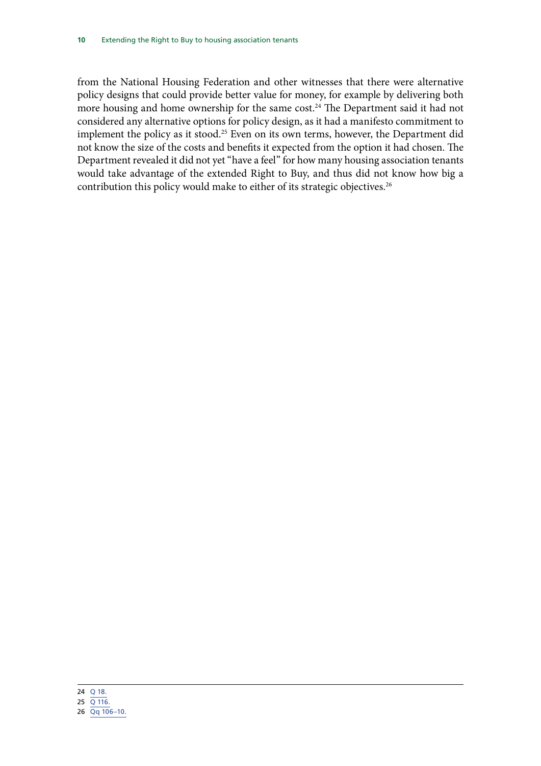from the National Housing Federation and other witnesses that there were alternative policy designs that could provide better value for money, for example by delivering both more housing and home ownership for the same cost.[24] The Department said it had not considered any alternative options for policy design, as it had a manifesto commitment to implement the policy as it stood.[25] Even on its own terms, however, the Department did not know the size of the costs and benefits it expected from the option it had chosen. The Department revealed it did not yet "have a feel" for how many housing association tenants would take advantage of the extended Right to Buy, and thus did not know how big a contribution this policy would make to either of its strategic objectives.[26]

---

24 Q 18.

25 Q 116.

26 Qq 106–10.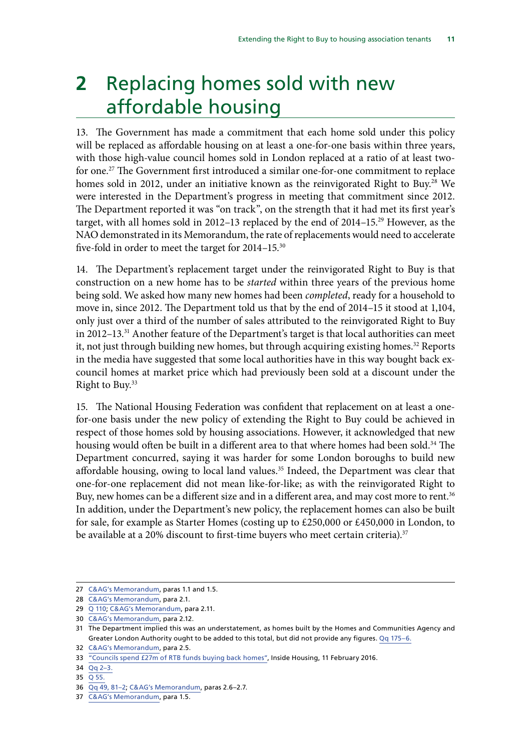# 2 Replacing homes sold with new affordable housing

13. The Government has made a commitment that each home sold under this policy will be replaced as affordable housing on at least a one-for-one basis within three years, with those high-value council homes sold in London replaced at a ratio of at least two-for one.[27] The Government first introduced a similar one-for-one commitment to replace homes sold in 2012, under an initiative known as the reinvigorated Right to Buy.[28] We were interested in the Department's progress in meeting that commitment since 2012. The Department reported it was "on track", on the strength that it had met its first year's target, with all homes sold in 2012–13 replaced by the end of 2014–15.[29] However, as the NAO demonstrated in its Memorandum, the rate of replacements would need to accelerate five-fold in order to meet the target for 2014–15.[30]

14. The Department's replacement target under the reinvigorated Right to Buy is that construction on a new home has to be *started* within three years of the previous home being sold. We asked how many new homes had been *completed*, ready for a household to move in, since 2012. The Department told us that by the end of 2014–15 it stood at 1,104, only just over a third of the number of sales attributed to the reinvigorated Right to Buy in 2012–13.[31] Another feature of the Department's target is that local authorities can meet it, not just through building new homes, but through acquiring existing homes.[32] Reports in the media have suggested that some local authorities have in this way bought back ex-council homes at market price which had previously been sold at a discount under the Right to Buy.[33]

15. The National Housing Federation was confident that replacement on at least a one-for-one basis under the new policy of extending the Right to Buy could be achieved in respect of those homes sold by housing associations. However, it acknowledged that new housing would often be built in a different area to that where homes had been sold.[34] The Department concurred, saying it was harder for some London boroughs to build new affordable housing, owing to local land values.[35] Indeed, the Department was clear that one-for-one replacement did not mean like-for-like; as with the reinvigorated Right to Buy, new homes can be a different size and in a different area, and may cost more to rent.[36] In addition, under the Department's new policy, the replacement homes can also be built for sale, for example as Starter Homes (costing up to £250,000 or £450,000 in London, to be available at a 20% discount to first-time buyers who meet certain criteria).[37]

---

27 C&AG's Memorandum, paras 1.1 and 1.5.

28 C&AG's Memorandum, para 2.1.

29 Q 110; C&AG's Memorandum, para 2.11.

30 C&AG's Memorandum, para 2.12.

31 The Department implied this was an understatement, as homes built by the Homes and Communities Agency and Greater London Authority ought to be added to this total, but did not provide any figures. Qq 175–6.

32 C&AG's Memorandum, para 2.5.

33 "Councils spend £27m of RTB funds buying back homes", Inside Housing, 11 February 2016.

34 Qq 2–3.

35 Q 55.

36 Qq 49, 81–2; C&AG's Memorandum, paras 2.6–2.7.

37 C&AG's Memorandum, para 1.5.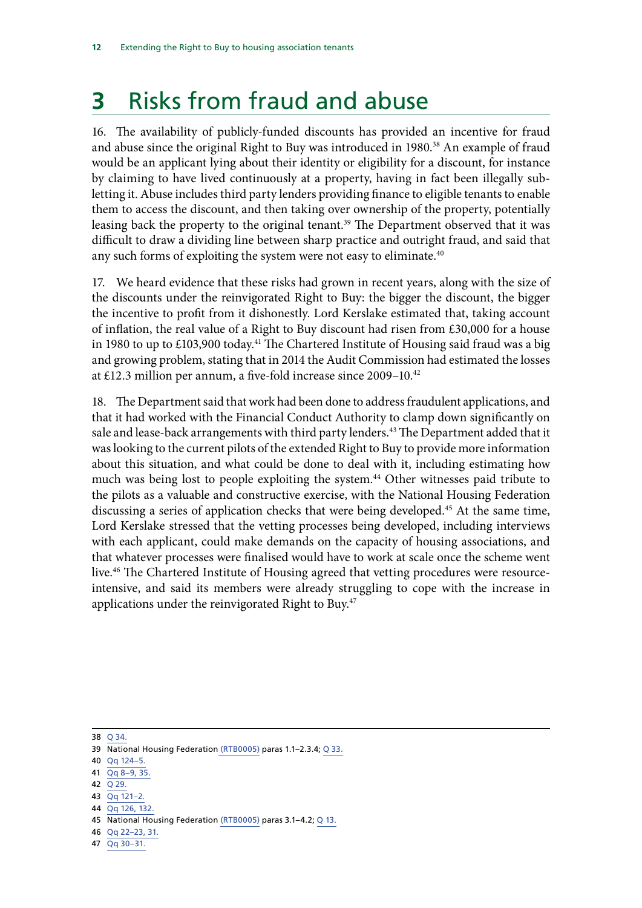# 3 Risks from fraud and abuse

16. The availability of publicly-funded discounts has provided an incentive for fraud and abuse since the original Right to Buy was introduced in 1980.[38] An example of fraud would be an applicant lying about their identity or eligibility for a discount, for instance by claiming to have lived continuously at a property, having in fact been illegally sub-letting it. Abuse includes third party lenders providing finance to eligible tenants to enable them to access the discount, and then taking over ownership of the property, potentially leasing back the property to the original tenant.[39] The Department observed that it was difficult to draw a dividing line between sharp practice and outright fraud, and said that any such forms of exploiting the system were not easy to eliminate.[40]

17. We heard evidence that these risks had grown in recent years, along with the size of the discounts under the reinvigorated Right to Buy: the bigger the discount, the bigger the incentive to profit from it dishonestly. Lord Kerslake estimated that, taking account of inflation, the real value of a Right to Buy discount had risen from £30,000 for a house in 1980 to up to £103,900 today.[41] The Chartered Institute of Housing said fraud was a big and growing problem, stating that in 2014 the Audit Commission had estimated the losses at £12.3 million per annum, a five-fold increase since 2009–10.[42]

18. The Department said that work had been done to address fraudulent applications, and that it had worked with the Financial Conduct Authority to clamp down significantly on sale and lease-back arrangements with third party lenders.[43] The Department added that it was looking to the current pilots of the extended Right to Buy to provide more information about this situation, and what could be done to deal with it, including estimating how much was being lost to people exploiting the system.[44] Other witnesses paid tribute to the pilots as a valuable and constructive exercise, with the National Housing Federation discussing a series of application checks that were being developed.[45] At the same time, Lord Kerslake stressed that the vetting processes being developed, including interviews with each applicant, could make demands on the capacity of housing associations, and that whatever processes were finalised would have to work at scale once the scheme went live.[46] The Chartered Institute of Housing agreed that vetting procedures were resource-intensive, and said its members were already struggling to cope with the increase in applications under the reinvigorated Right to Buy.[47]

---

38 Q 34.

39 National Housing Federation (RTB0005) paras 1.1–2.3.4; Q 33.

40 Qq 124–5.

41 Qq 8–9, 35.

42 Q 29.

43 Qq 121–2.

44 Qq 126, 132.

45 National Housing Federation (RTB0005) paras 3.1–4.2; Q 13.

46 Qq 22–23, 31.

47 Qq 30–31.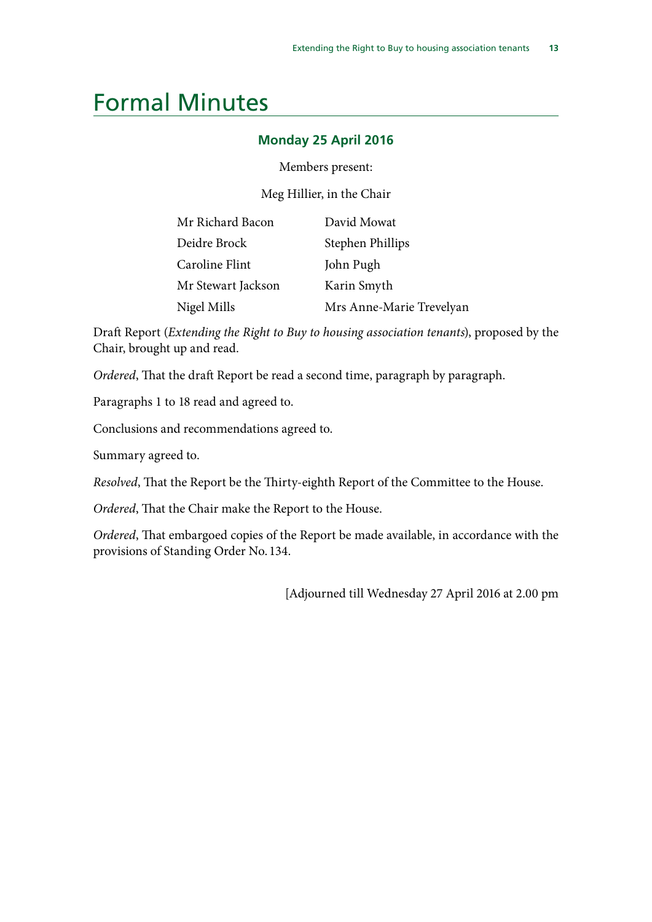# Formal Minutes

### Monday 25 April 2016

Members present:

Meg Hillier, in the Chair

| | |
|---|---|
| Mr Richard Bacon | David Mowat |
| Deidre Brock | Stephen Phillips |
| Caroline Flint | John Pugh |
| Mr Stewart Jackson | Karin Smyth |
| Nigel Mills | Mrs Anne-Marie Trevelyan |

Draft Report (*Extending the Right to Buy to housing association tenants*), proposed by the Chair, brought up and read.

*Ordered*, That the draft Report be read a second time, paragraph by paragraph.

Paragraphs 1 to 18 read and agreed to.

Conclusions and recommendations agreed to.

Summary agreed to.

*Resolved*, That the Report be the Thirty-eighth Report of the Committee to the House.

*Ordered*, That the Chair make the Report to the House.

*Ordered*, That embargoed copies of the Report be made available, in accordance with the provisions of Standing Order No. 134.

[Adjourned till Wednesday 27 April 2016 at 2.00 pm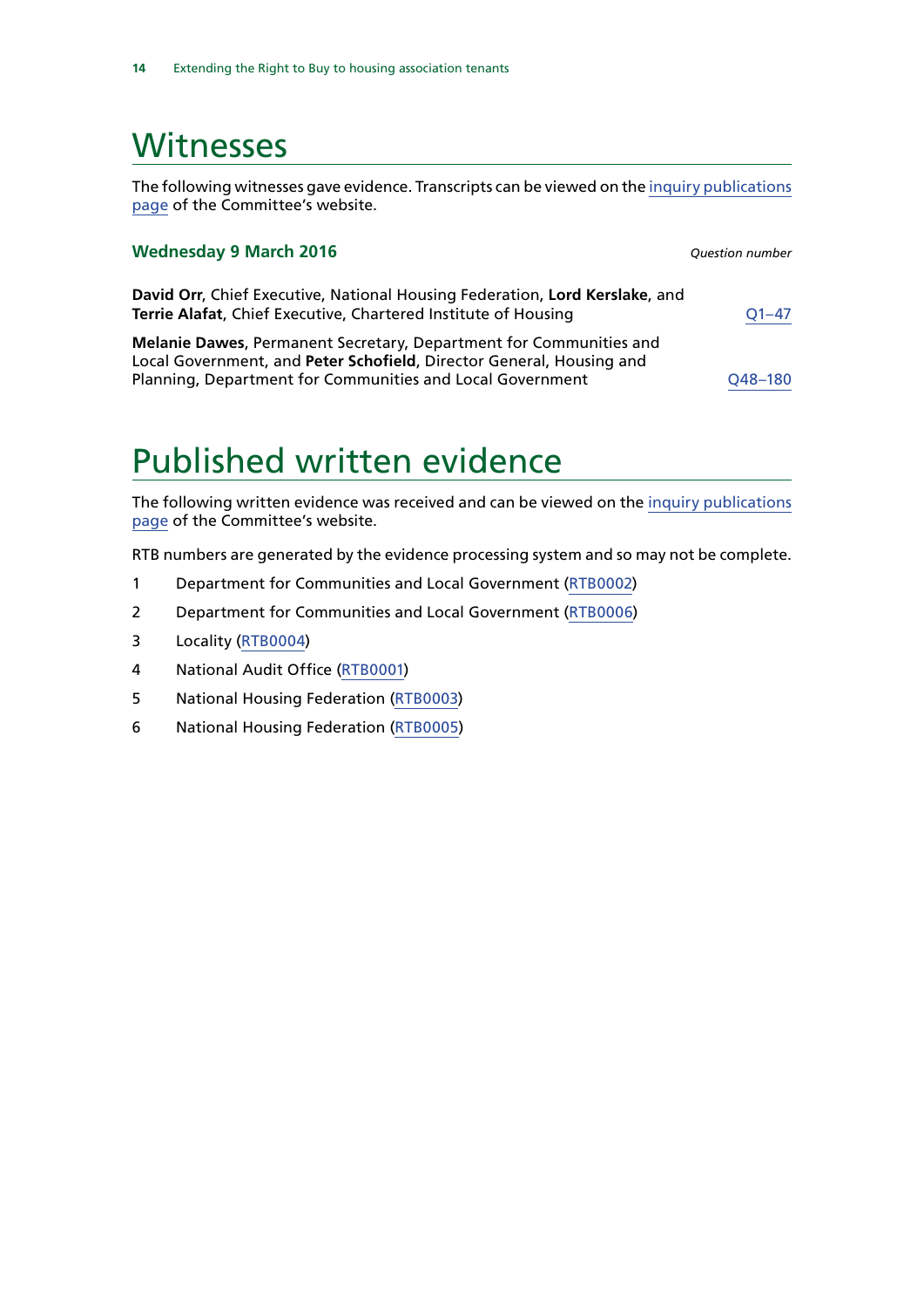# Witnesses

The following witnesses gave evidence. Transcripts can be viewed on the inquiry publications page of the Committee's website.

### Wednesday 9 March 2016

*Question number*

**David Orr**, Chief Executive, National Housing Federation, **Lord Kerslake**, and **Terrie Alafat**, Chief Executive, Chartered Institute of Housing — Q1–47

**Melanie Dawes**, Permanent Secretary, Department for Communities and Local Government, and **Peter Schofield**, Director General, Housing and Planning, Department for Communities and Local Government — Q48–180

# Published written evidence

The following written evidence was received and can be viewed on the inquiry publications page of the Committee's website.

RTB numbers are generated by the evidence processing system and so may not be complete.

1. Department for Communities and Local Government (RTB0002)
2. Department for Communities and Local Government (RTB0006)
3. Locality (RTB0004)
4. National Audit Office (RTB0001)
5. National Housing Federation (RTB0003)
6. National Housing Federation (RTB0005)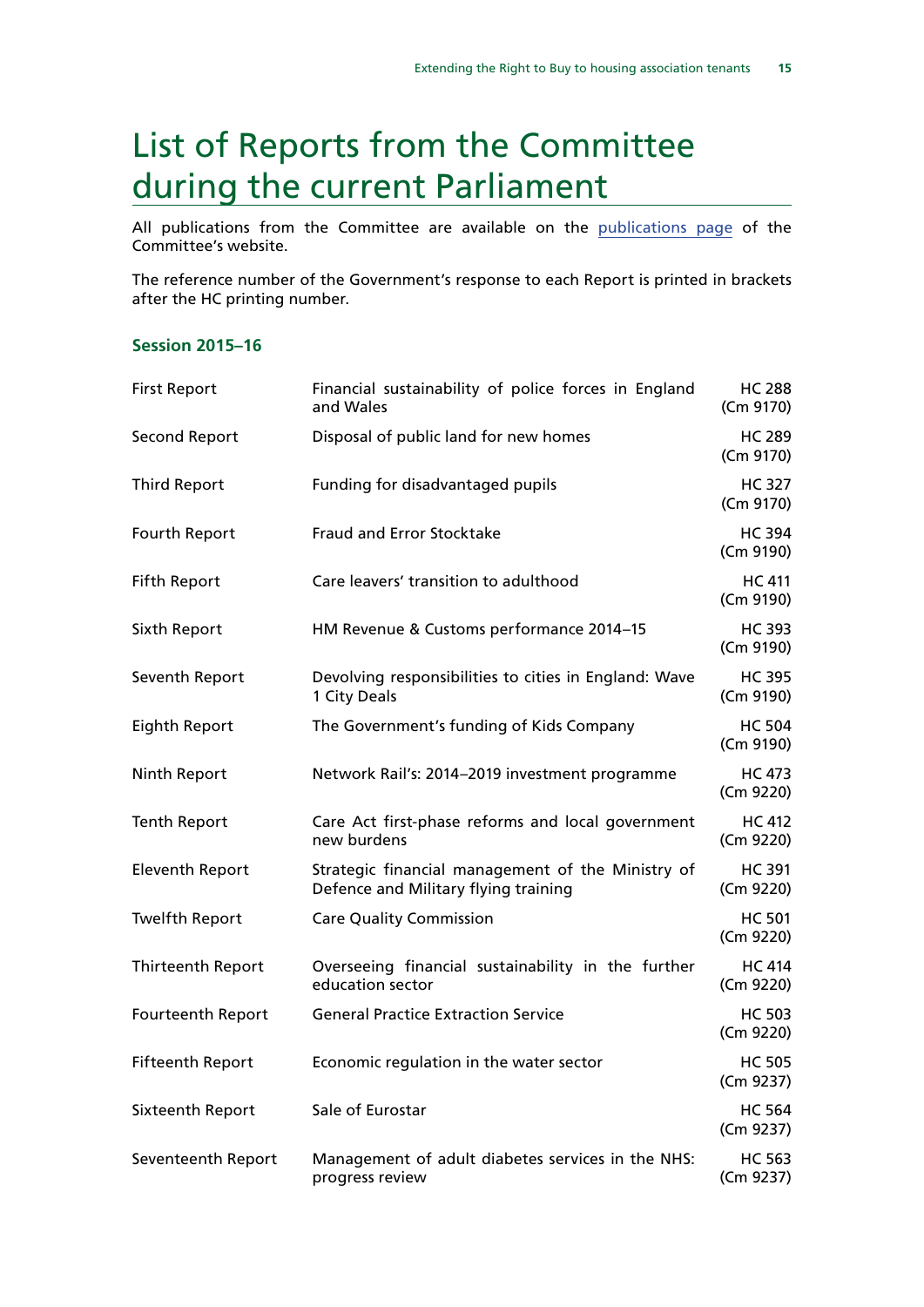# List of Reports from the Committee during the current Parliament

All publications from the Committee are available on the [publications page](publications page) of the Committee's website.

The reference number of the Government's response to each Report is printed in brackets after the HC printing number.

### Session 2015–16

| | | |
|---|---|---|
| First Report | Financial sustainability of police forces in England and Wales | HC 288 (Cm 9170) |
| Second Report | Disposal of public land for new homes | HC 289 (Cm 9170) |
| Third Report | Funding for disadvantaged pupils | HC 327 (Cm 9170) |
| Fourth Report | Fraud and Error Stocktake | HC 394 (Cm 9190) |
| Fifth Report | Care leavers' transition to adulthood | HC 411 (Cm 9190) |
| Sixth Report | HM Revenue & Customs performance 2014–15 | HC 393 (Cm 9190) |
| Seventh Report | Devolving responsibilities to cities in England: Wave 1 City Deals | HC 395 (Cm 9190) |
| Eighth Report | The Government's funding of Kids Company | HC 504 (Cm 9190) |
| Ninth Report | Network Rail's: 2014–2019 investment programme | HC 473 (Cm 9220) |
| Tenth Report | Care Act first-phase reforms and local government new burdens | HC 412 (Cm 9220) |
| Eleventh Report | Strategic financial management of the Ministry of Defence and Military flying training | HC 391 (Cm 9220) |
| Twelfth Report | Care Quality Commission | HC 501 (Cm 9220) |
| Thirteenth Report | Overseeing financial sustainability in the further education sector | HC 414 (Cm 9220) |
| Fourteenth Report | General Practice Extraction Service | HC 503 (Cm 9220) |
| Fifteenth Report | Economic regulation in the water sector | HC 505 (Cm 9237) |
| Sixteenth Report | Sale of Eurostar | HC 564 (Cm 9237) |
| Seventeenth Report | Management of adult diabetes services in the NHS: progress review | HC 563 (Cm 9237) |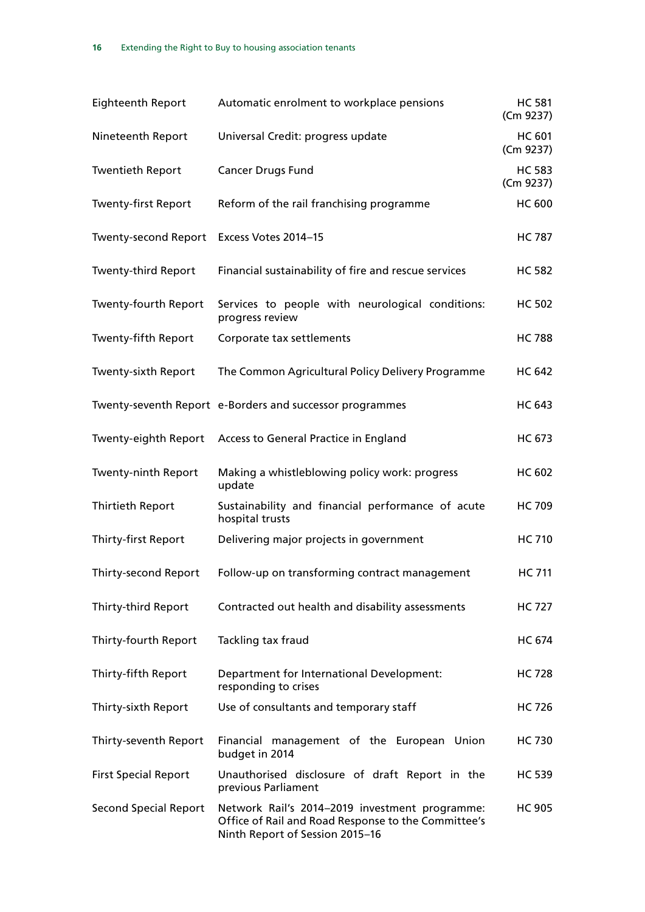| | | |
|---|---|---|
| Eighteenth Report | Automatic enrolment to workplace pensions | HC 581 (Cm 9237) |
| Nineteenth Report | Universal Credit: progress update | HC 601 (Cm 9237) |
| Twentieth Report | Cancer Drugs Fund | HC 583 (Cm 9237) |
| Twenty-first Report | Reform of the rail franchising programme | HC 600 |
| Twenty-second Report | Excess Votes 2014–15 | HC 787 |
| Twenty-third Report | Financial sustainability of fire and rescue services | HC 582 |
| Twenty-fourth Report | Services to people with neurological conditions: progress review | HC 502 |
| Twenty-fifth Report | Corporate tax settlements | HC 788 |
| Twenty-sixth Report | The Common Agricultural Policy Delivery Programme | HC 642 |
| Twenty-seventh Report | e-Borders and successor programmes | HC 643 |
| Twenty-eighth Report | Access to General Practice in England | HC 673 |
| Twenty-ninth Report | Making a whistleblowing policy work: progress update | HC 602 |
| Thirtieth Report | Sustainability and financial performance of acute hospital trusts | HC 709 |
| Thirty-first Report | Delivering major projects in government | HC 710 |
| Thirty-second Report | Follow-up on transforming contract management | HC 711 |
| Thirty-third Report | Contracted out health and disability assessments | HC 727 |
| Thirty-fourth Report | Tackling tax fraud | HC 674 |
| Thirty-fifth Report | Department for International Development: responding to crises | HC 728 |
| Thirty-sixth Report | Use of consultants and temporary staff | HC 726 |
| Thirty-seventh Report | Financial management of the European Union budget in 2014 | HC 730 |
| First Special Report | Unauthorised disclosure of draft Report in the previous Parliament | HC 539 |
| Second Special Report | Network Rail's 2014–2019 investment programme: Office of Rail and Road Response to the Committee's Ninth Report of Session 2015–16 | HC 905 |